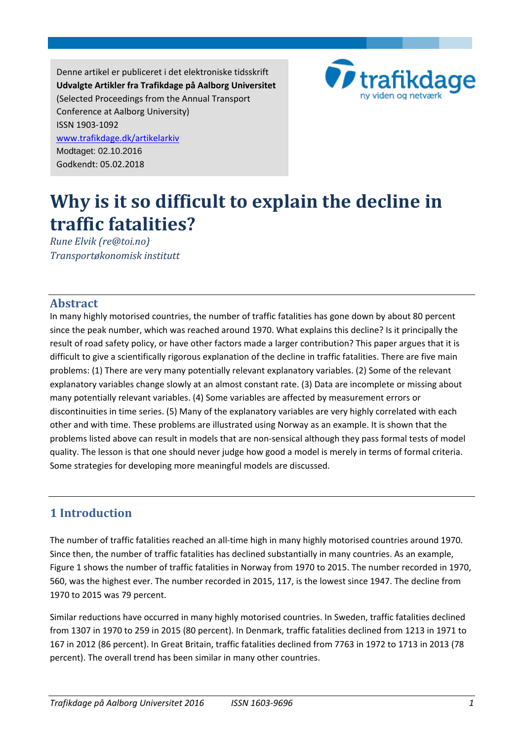Denne artikel er publiceret i det elektroniske tidsskrift
**Udvalgte Artikler fra Trafikdage på Aalborg Universitet**
(Selected Proceedings from the Annual Transport Conference at Aalborg University)
ISSN 1903-1092
www.trafikdage.dk/artikelarkiv
Modtaget: 02.10.2016
Godkendt: 05.02.2018

# Why is it so difficult to explain the decline in traffic fatalities?

*Rune Elvik (re@toi.no)*
*Transportøkonomisk institutt*

## Abstract

In many highly motorised countries, the number of traffic fatalities has gone down by about 80 percent since the peak number, which was reached around 1970. What explains this decline? Is it principally the result of road safety policy, or have other factors made a larger contribution? This paper argues that it is difficult to give a scientifically rigorous explanation of the decline in traffic fatalities. There are five main problems: (1) There are very many potentially relevant explanatory variables. (2) Some of the relevant explanatory variables change slowly at an almost constant rate. (3) Data are incomplete or missing about many potentially relevant variables. (4) Some variables are affected by measurement errors or discontinuities in time series. (5) Many of the explanatory variables are very highly correlated with each other and with time. These problems are illustrated using Norway as an example. It is shown that the problems listed above can result in models that are non-sensical although they pass formal tests of model quality. The lesson is that one should never judge how good a model is merely in terms of formal criteria. Some strategies for developing more meaningful models are discussed.

## 1 Introduction

The number of traffic fatalities reached an all-time high in many highly motorised countries around 1970. Since then, the number of traffic fatalities has declined substantially in many countries. As an example, Figure 1 shows the number of traffic fatalities in Norway from 1970 to 2015. The number recorded in 1970, 560, was the highest ever. The number recorded in 2015, 117, is the lowest since 1947. The decline from 1970 to 2015 was 79 percent.

Similar reductions have occurred in many highly motorised countries. In Sweden, traffic fatalities declined from 1307 in 1970 to 259 in 2015 (80 percent). In Denmark, traffic fatalities declined from 1213 in 1971 to 167 in 2012 (86 percent). In Great Britain, traffic fatalities declined from 7763 in 1972 to 1713 in 2013 (78 percent). The overall trend has been similar in many other countries.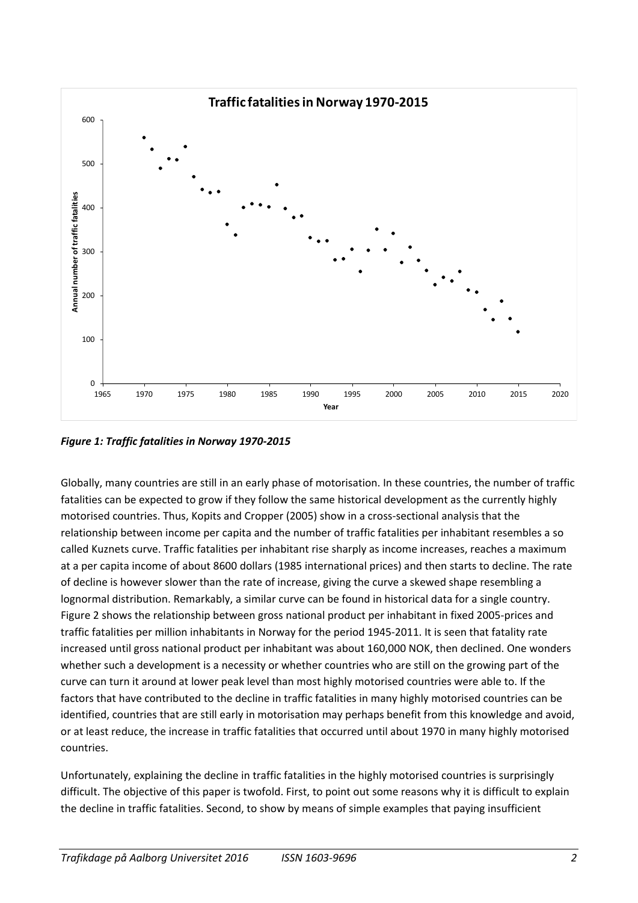*Figure 1: Traffic fatalities in Norway 1970-2015*

Globally, many countries are still in an early phase of motorisation. In these countries, the number of traffic fatalities can be expected to grow if they follow the same historical development as the currently highly motorised countries. Thus, Kopits and Cropper (2005) show in a cross-sectional analysis that the relationship between income per capita and the number of traffic fatalities per inhabitant resembles a so called Kuznets curve. Traffic fatalities per inhabitant rise sharply as income increases, reaches a maximum at a per capita income of about 8600 dollars (1985 international prices) and then starts to decline. The rate of decline is however slower than the rate of increase, giving the curve a skewed shape resembling a lognormal distribution. Remarkably, a similar curve can be found in historical data for a single country. Figure 2 shows the relationship between gross national product per inhabitant in fixed 2005-prices and traffic fatalities per million inhabitants in Norway for the period 1945-2011. It is seen that fatality rate increased until gross national product per inhabitant was about 160,000 NOK, then declined. One wonders whether such a development is a necessity or whether countries who are still on the growing part of the curve can turn it around at lower peak level than most highly motorised countries were able to. If the factors that have contributed to the decline in traffic fatalities in many highly motorised countries can be identified, countries that are still early in motorisation may perhaps benefit from this knowledge and avoid, or at least reduce, the increase in traffic fatalities that occurred until about 1970 in many highly motorised countries.

Unfortunately, explaining the decline in traffic fatalities in the highly motorised countries is surprisingly difficult. The objective of this paper is twofold. First, to point out some reasons why it is difficult to explain the decline in traffic fatalities. Second, to show by means of simple examples that paying insufficient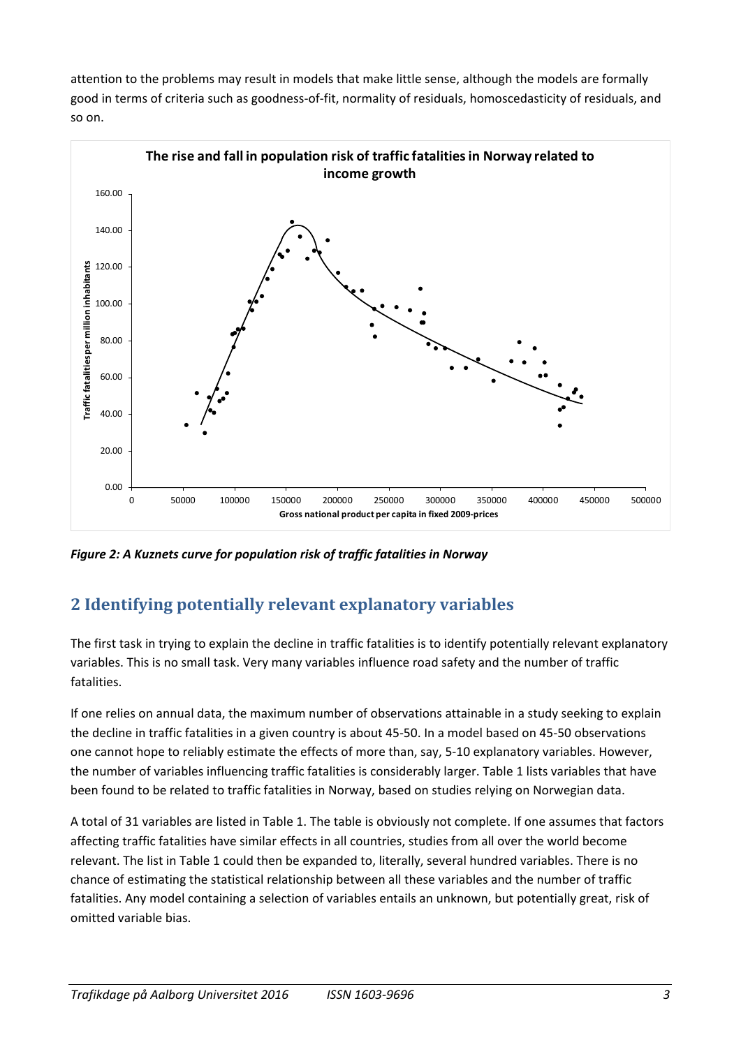attention to the problems may result in models that make little sense, although the models are formally good in terms of criteria such as goodness-of-fit, normality of residuals, homoscedasticity of residuals, and so on.

*Figure 2: A Kuznets curve for population risk of traffic fatalities in Norway*

## 2 Identifying potentially relevant explanatory variables

The first task in trying to explain the decline in traffic fatalities is to identify potentially relevant explanatory variables. This is no small task. Very many variables influence road safety and the number of traffic fatalities.

If one relies on annual data, the maximum number of observations attainable in a study seeking to explain the decline in traffic fatalities in a given country is about 45-50. In a model based on 45-50 observations one cannot hope to reliably estimate the effects of more than, say, 5-10 explanatory variables. However, the number of variables influencing traffic fatalities is considerably larger. Table 1 lists variables that have been found to be related to traffic fatalities in Norway, based on studies relying on Norwegian data.

A total of 31 variables are listed in Table 1. The table is obviously not complete. If one assumes that factors affecting traffic fatalities have similar effects in all countries, studies from all over the world become relevant. The list in Table 1 could then be expanded to, literally, several hundred variables. There is no chance of estimating the statistical relationship between all these variables and the number of traffic fatalities. Any model containing a selection of variables entails an unknown, but potentially great, risk of omitted variable bias.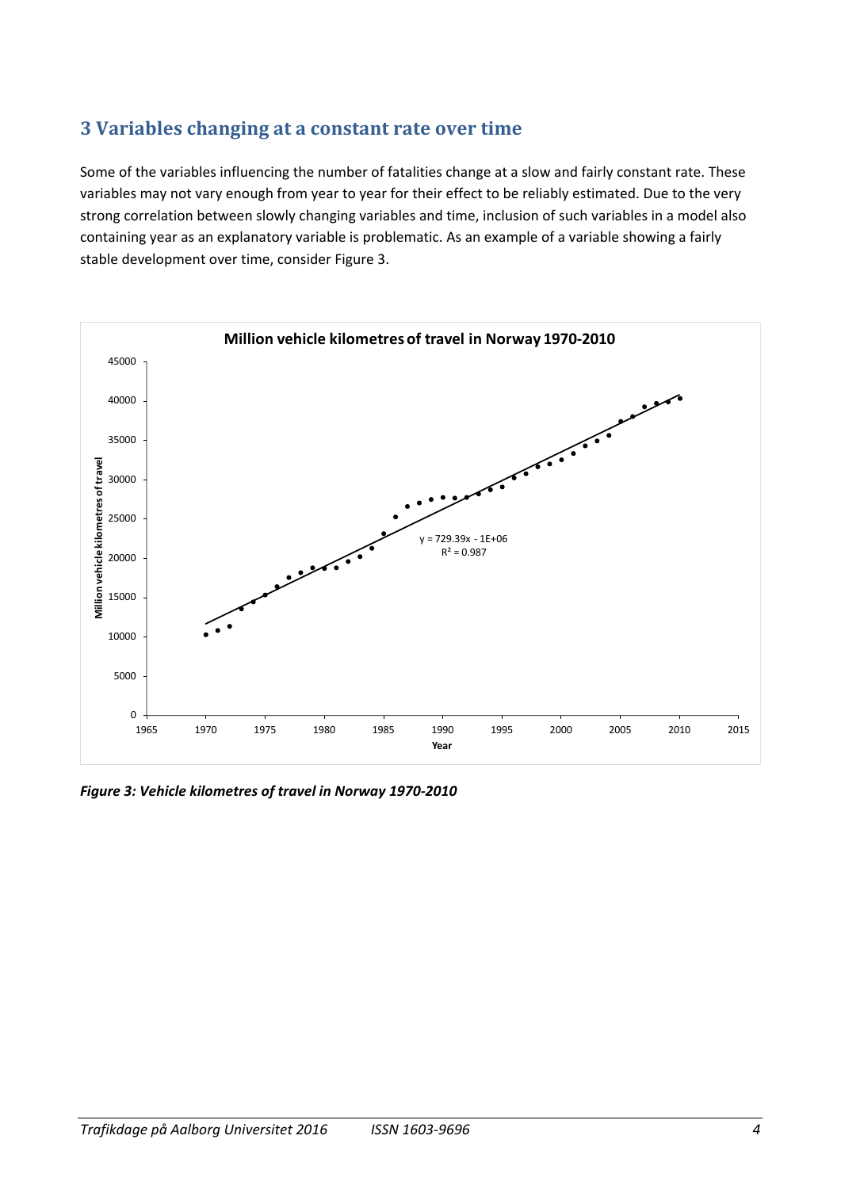## 3 Variables changing at a constant rate over time

Some of the variables influencing the number of fatalities change at a slow and fairly constant rate. These variables may not vary enough from year to year for their effect to be reliably estimated. Due to the very strong correlation between slowly changing variables and time, inclusion of such variables in a model also containing year as an explanatory variable is problematic. As an example of a variable showing a fairly stable development over time, consider Figure 3.

*Figure 3: Vehicle kilometres of travel in Norway 1970-2010*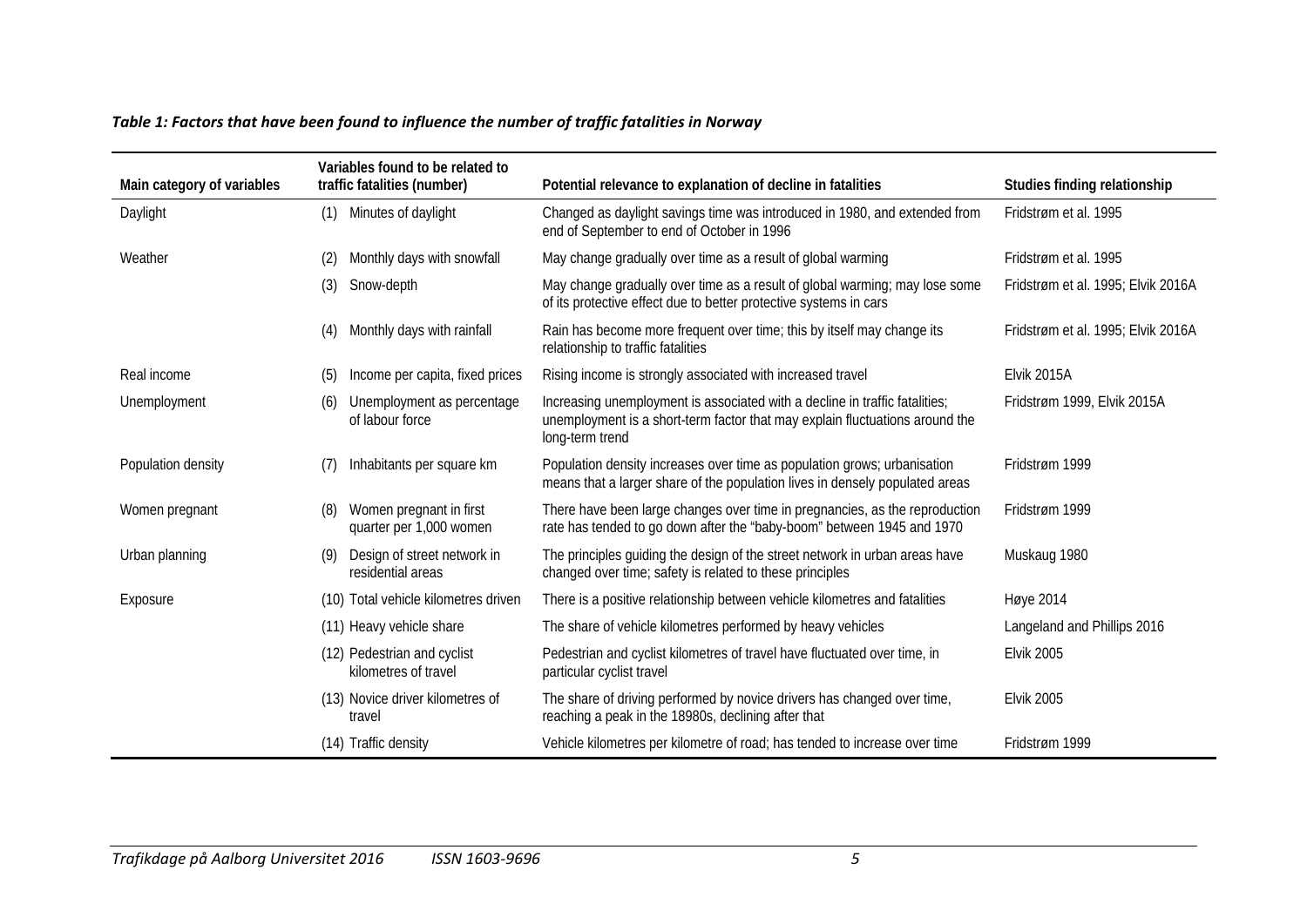*Table 1: Factors that have been found to influence the number of traffic fatalities in Norway*

| Main category of variables | Variables found to be related to traffic fatalities (number) | Potential relevance to explanation of decline in fatalities | Studies finding relationship |
|---|---|---|---|
| Daylight | (1) Minutes of daylight | Changed as daylight savings time was introduced in 1980, and extended from end of September to end of October in 1996 | Fridstrøm et al. 1995 |
| Weather | (2) Monthly days with snowfall | May change gradually over time as a result of global warming | Fridstrøm et al. 1995 |
| | (3) Snow-depth | May change gradually over time as a result of global warming; may lose some of its protective effect due to better protective systems in cars | Fridstrøm et al. 1995; Elvik 2016A |
| | (4) Monthly days with rainfall | Rain has become more frequent over time; this by itself may change its relationship to traffic fatalities | Fridstrøm et al. 1995; Elvik 2016A |
| Real income | (5) Income per capita, fixed prices | Rising income is strongly associated with increased travel | Elvik 2015A |
| Unemployment | (6) Unemployment as percentage of labour force | Increasing unemployment is associated with a decline in traffic fatalities; unemployment is a short-term factor that may explain fluctuations around the long-term trend | Fridstrøm 1999, Elvik 2015A |
| Population density | (7) Inhabitants per square km | Population density increases over time as population grows; urbanisation means that a larger share of the population lives in densely populated areas | Fridstrøm 1999 |
| Women pregnant | (8) Women pregnant in first quarter per 1,000 women | There have been large changes over time in pregnancies, as the reproduction rate has tended to go down after the "baby-boom" between 1945 and 1970 | Fridstrøm 1999 |
| Urban planning | (9) Design of street network in residential areas | The principles guiding the design of the street network in urban areas have changed over time; safety is related to these principles | Muskaug 1980 |
| Exposure | (10) Total vehicle kilometres driven | There is a positive relationship between vehicle kilometres and fatalities | Høye 2014 |
| | (11) Heavy vehicle share | The share of vehicle kilometres performed by heavy vehicles | Langeland and Phillips 2016 |
| | (12) Pedestrian and cyclist kilometres of travel | Pedestrian and cyclist kilometres of travel have fluctuated over time, in particular cyclist travel | Elvik 2005 |
| | (13) Novice driver kilometres of travel | The share of driving performed by novice drivers has changed over time, reaching a peak in the 18980s, declining after that | Elvik 2005 |
| | (14) Traffic density | Vehicle kilometres per kilometre of road; has tended to increase over time | Fridstrøm 1999 |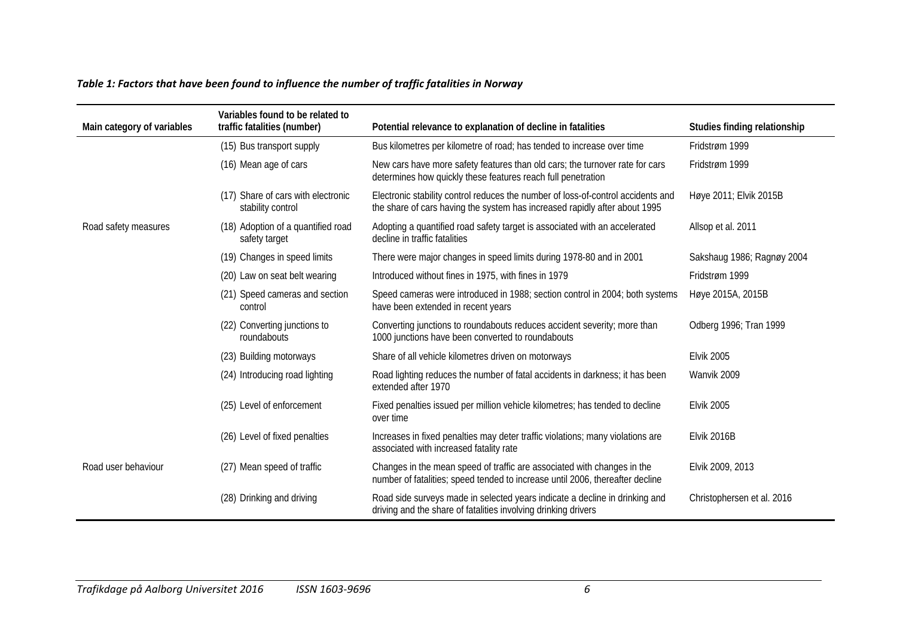*Table 1: Factors that have been found to influence the number of traffic fatalities in Norway*

| Main category of variables | Variables found to be related to traffic fatalities (number) | Potential relevance to explanation of decline in fatalities | Studies finding relationship |
|---|---|---|---|
| | (15) Bus transport supply | Bus kilometres per kilometre of road; has tended to increase over time | Fridstrøm 1999 |
| | (16) Mean age of cars | New cars have more safety features than old cars; the turnover rate for cars determines how quickly these features reach full penetration | Fridstrøm 1999 |
| | (17) Share of cars with electronic stability control | Electronic stability control reduces the number of loss-of-control accidents and the share of cars having the system has increased rapidly after about 1995 | Høye 2011; Elvik 2015B |
| Road safety measures | (18) Adoption of a quantified road safety target | Adopting a quantified road safety target is associated with an accelerated decline in traffic fatalities | Allsop et al. 2011 |
| | (19) Changes in speed limits | There were major changes in speed limits during 1978-80 and in 2001 | Sakshaug 1986; Ragnøy 2004 |
| | (20) Law on seat belt wearing | Introduced without fines in 1975, with fines in 1979 | Fridstrøm 1999 |
| | (21) Speed cameras and section control | Speed cameras were introduced in 1988; section control in 2004; both systems have been extended in recent years | Høye 2015A, 2015B |
| | (22) Converting junctions to roundabouts | Converting junctions to roundabouts reduces accident severity; more than 1000 junctions have been converted to roundabouts | Odberg 1996; Tran 1999 |
| | (23) Building motorways | Share of all vehicle kilometres driven on motorways | Elvik 2005 |
| | (24) Introducing road lighting | Road lighting reduces the number of fatal accidents in darkness; it has been extended after 1970 | Wanvik 2009 |
| | (25) Level of enforcement | Fixed penalties issued per million vehicle kilometres; has tended to decline over time | Elvik 2005 |
| | (26) Level of fixed penalties | Increases in fixed penalties may deter traffic violations; many violations are associated with increased fatality rate | Elvik 2016B |
| Road user behaviour | (27) Mean speed of traffic | Changes in the mean speed of traffic are associated with changes in the number of fatalities; speed tended to increase until 2006, thereafter decline | Elvik 2009, 2013 |
| | (28) Drinking and driving | Road side surveys made in selected years indicate a decline in drinking and driving and the share of fatalities involving drinking drivers | Christophersen et al. 2016 |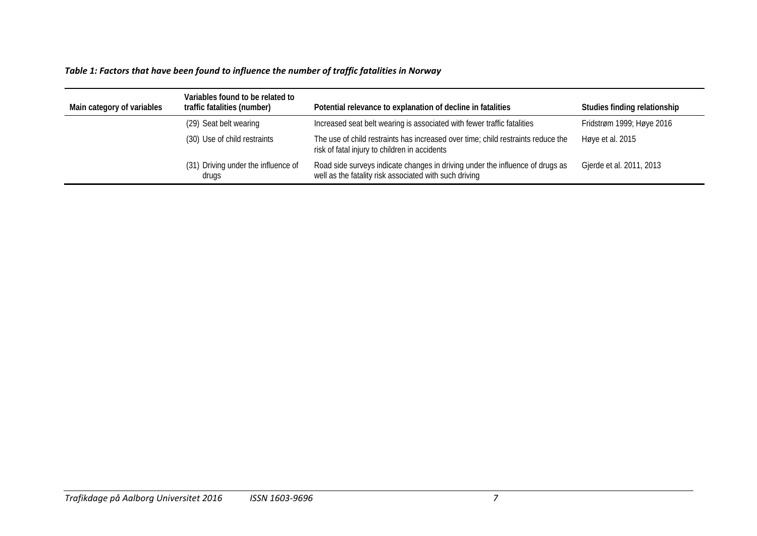*Table 1: Factors that have been found to influence the number of traffic fatalities in Norway*

| Main category of variables | Variables found to be related to traffic fatalities (number) | Potential relevance to explanation of decline in fatalities | Studies finding relationship |
|---|---|---|---|
| | (29) Seat belt wearing | Increased seat belt wearing is associated with fewer traffic fatalities | Fridstrøm 1999; Høye 2016 |
| | (30) Use of child restraints | The use of child restraints has increased over time; child restraints reduce the risk of fatal injury to children in accidents | Høye et al. 2015 |
| | (31) Driving under the influence of drugs | Road side surveys indicate changes in driving under the influence of drugs as well as the fatality risk associated with such driving | Gjerde et al. 2011, 2013 |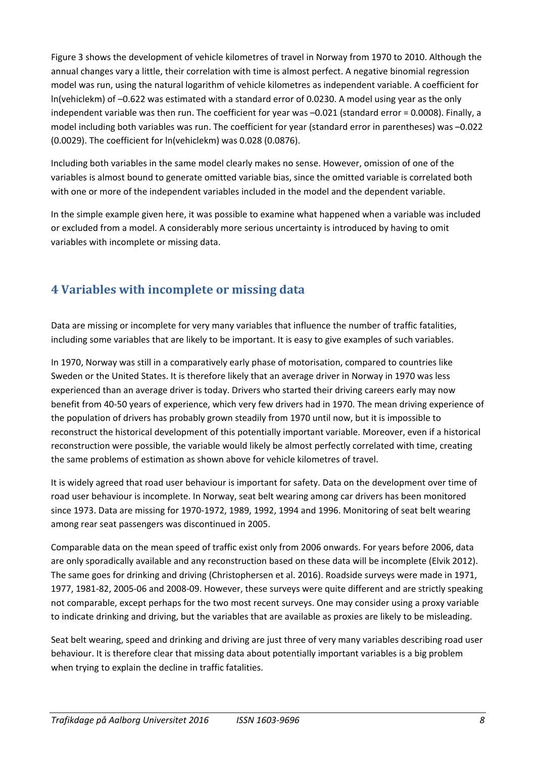Figure 3 shows the development of vehicle kilometres of travel in Norway from 1970 to 2010. Although the annual changes vary a little, their correlation with time is almost perfect. A negative binomial regression model was run, using the natural logarithm of vehicle kilometres as independent variable. A coefficient for ln(vehiclekm) of –0.622 was estimated with a standard error of 0.0230. A model using year as the only independent variable was then run. The coefficient for year was –0.021 (standard error = 0.0008). Finally, a model including both variables was run. The coefficient for year (standard error in parentheses) was –0.022 (0.0029). The coefficient for ln(vehiclekm) was 0.028 (0.0876).

Including both variables in the same model clearly makes no sense. However, omission of one of the variables is almost bound to generate omitted variable bias, since the omitted variable is correlated both with one or more of the independent variables included in the model and the dependent variable.

In the simple example given here, it was possible to examine what happened when a variable was included or excluded from a model. A considerably more serious uncertainty is introduced by having to omit variables with incomplete or missing data.

## 4 Variables with incomplete or missing data

Data are missing or incomplete for very many variables that influence the number of traffic fatalities, including some variables that are likely to be important. It is easy to give examples of such variables.

In 1970, Norway was still in a comparatively early phase of motorisation, compared to countries like Sweden or the United States. It is therefore likely that an average driver in Norway in 1970 was less experienced than an average driver is today. Drivers who started their driving careers early may now benefit from 40-50 years of experience, which very few drivers had in 1970. The mean driving experience of the population of drivers has probably grown steadily from 1970 until now, but it is impossible to reconstruct the historical development of this potentially important variable. Moreover, even if a historical reconstruction were possible, the variable would likely be almost perfectly correlated with time, creating the same problems of estimation as shown above for vehicle kilometres of travel.

It is widely agreed that road user behaviour is important for safety. Data on the development over time of road user behaviour is incomplete. In Norway, seat belt wearing among car drivers has been monitored since 1973. Data are missing for 1970-1972, 1989, 1992, 1994 and 1996. Monitoring of seat belt wearing among rear seat passengers was discontinued in 2005.

Comparable data on the mean speed of traffic exist only from 2006 onwards. For years before 2006, data are only sporadically available and any reconstruction based on these data will be incomplete (Elvik 2012). The same goes for drinking and driving (Christophersen et al. 2016). Roadside surveys were made in 1971, 1977, 1981-82, 2005-06 and 2008-09. However, these surveys were quite different and are strictly speaking not comparable, except perhaps for the two most recent surveys. One may consider using a proxy variable to indicate drinking and driving, but the variables that are available as proxies are likely to be misleading.

Seat belt wearing, speed and drinking and driving are just three of very many variables describing road user behaviour. It is therefore clear that missing data about potentially important variables is a big problem when trying to explain the decline in traffic fatalities.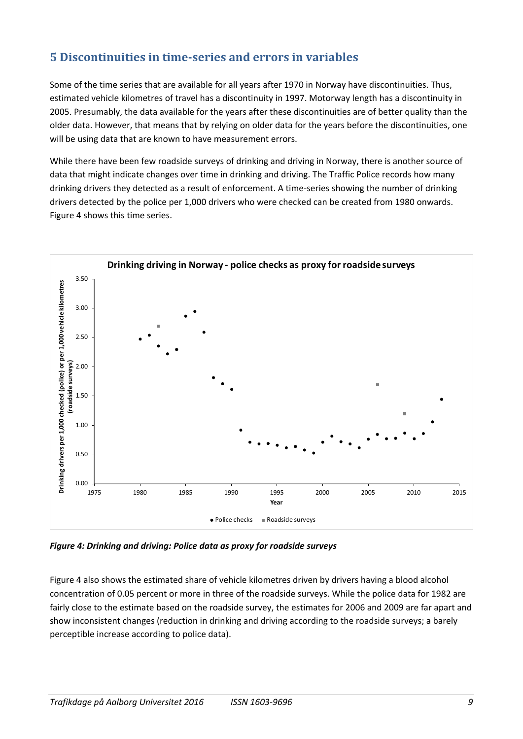## 5 Discontinuities in time-series and errors in variables

Some of the time series that are available for all years after 1970 in Norway have discontinuities. Thus, estimated vehicle kilometres of travel has a discontinuity in 1997. Motorway length has a discontinuity in 2005. Presumably, the data available for the years after these discontinuities are of better quality than the older data. However, that means that by relying on older data for the years before the discontinuities, one will be using data that are known to have measurement errors.

While there have been few roadside surveys of drinking and driving in Norway, there is another source of data that might indicate changes over time in drinking and driving. The Traffic Police records how many drinking drivers they detected as a result of enforcement. A time-series showing the number of drinking drivers detected by the police per 1,000 drivers who were checked can be created from 1980 onwards. Figure 4 shows this time series.

*Figure 4: Drinking and driving: Police data as proxy for roadside surveys*

Figure 4 also shows the estimated share of vehicle kilometres driven by drivers having a blood alcohol concentration of 0.05 percent or more in three of the roadside surveys. While the police data for 1982 are fairly close to the estimate based on the roadside survey, the estimates for 2006 and 2009 are far apart and show inconsistent changes (reduction in drinking and driving according to the roadside surveys; a barely perceptible increase according to police data).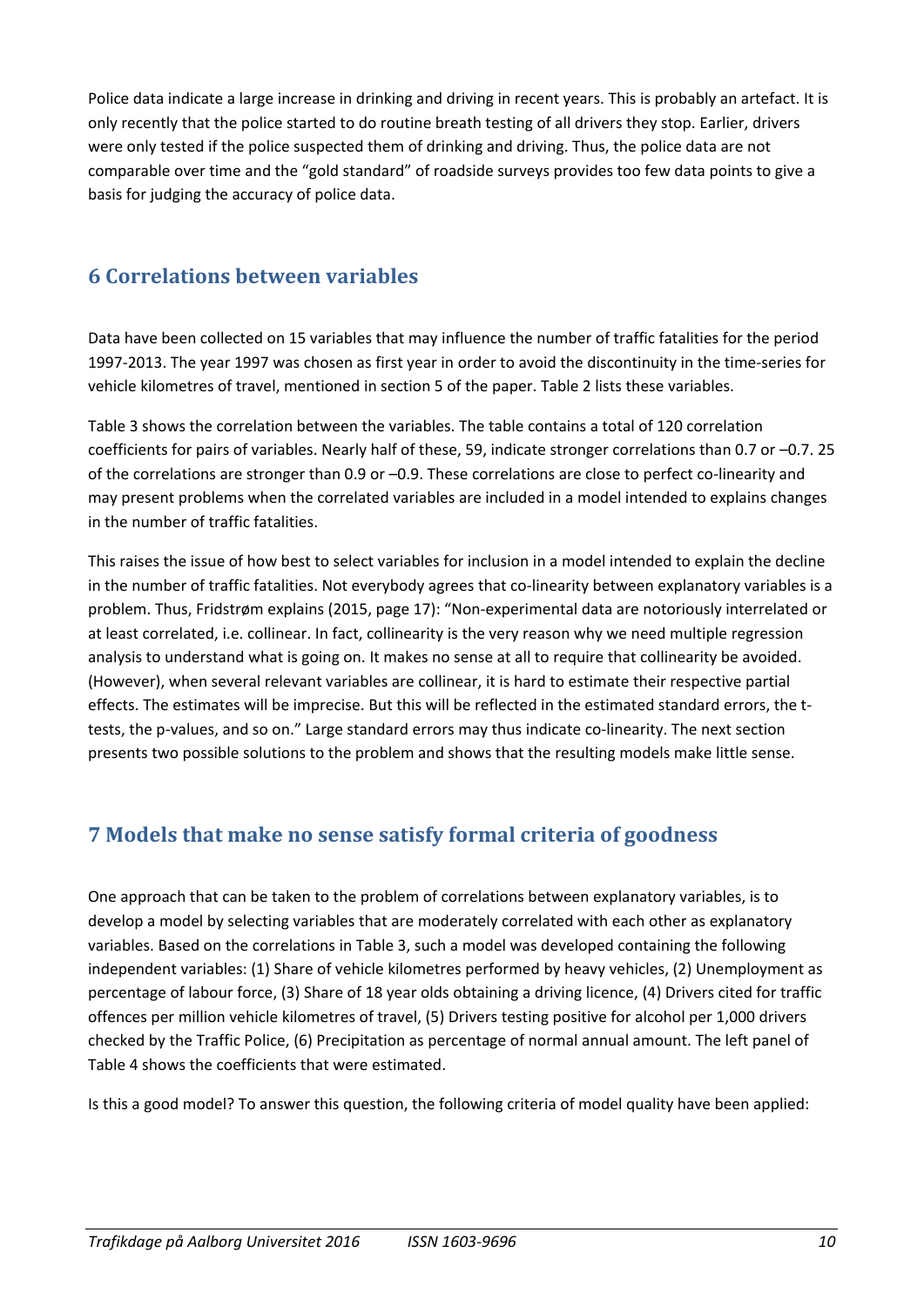Police data indicate a large increase in drinking and driving in recent years. This is probably an artefact. It is only recently that the police started to do routine breath testing of all drivers they stop. Earlier, drivers were only tested if the police suspected them of drinking and driving. Thus, the police data are not comparable over time and the "gold standard" of roadside surveys provides too few data points to give a basis for judging the accuracy of police data.

## 6 Correlations between variables

Data have been collected on 15 variables that may influence the number of traffic fatalities for the period 1997-2013. The year 1997 was chosen as first year in order to avoid the discontinuity in the time-series for vehicle kilometres of travel, mentioned in section 5 of the paper. Table 2 lists these variables.

Table 3 shows the correlation between the variables. The table contains a total of 120 correlation coefficients for pairs of variables. Nearly half of these, 59, indicate stronger correlations than 0.7 or –0.7. 25 of the correlations are stronger than 0.9 or –0.9. These correlations are close to perfect co-linearity and may present problems when the correlated variables are included in a model intended to explains changes in the number of traffic fatalities.

This raises the issue of how best to select variables for inclusion in a model intended to explain the decline in the number of traffic fatalities. Not everybody agrees that co-linearity between explanatory variables is a problem. Thus, Fridstrøm explains (2015, page 17): "Non-experimental data are notoriously interrelated or at least correlated, i.e. collinear. In fact, collinearity is the very reason why we need multiple regression analysis to understand what is going on. It makes no sense at all to require that collinearity be avoided. (However), when several relevant variables are collinear, it is hard to estimate their respective partial effects. The estimates will be imprecise. But this will be reflected in the estimated standard errors, the t-tests, the p-values, and so on." Large standard errors may thus indicate co-linearity. The next section presents two possible solutions to the problem and shows that the resulting models make little sense.

## 7 Models that make no sense satisfy formal criteria of goodness

One approach that can be taken to the problem of correlations between explanatory variables, is to develop a model by selecting variables that are moderately correlated with each other as explanatory variables. Based on the correlations in Table 3, such a model was developed containing the following independent variables: (1) Share of vehicle kilometres performed by heavy vehicles, (2) Unemployment as percentage of labour force, (3) Share of 18 year olds obtaining a driving licence, (4) Drivers cited for traffic offences per million vehicle kilometres of travel, (5) Drivers testing positive for alcohol per 1,000 drivers checked by the Traffic Police, (6) Precipitation as percentage of normal annual amount. The left panel of Table 4 shows the coefficients that were estimated.

Is this a good model? To answer this question, the following criteria of model quality have been applied: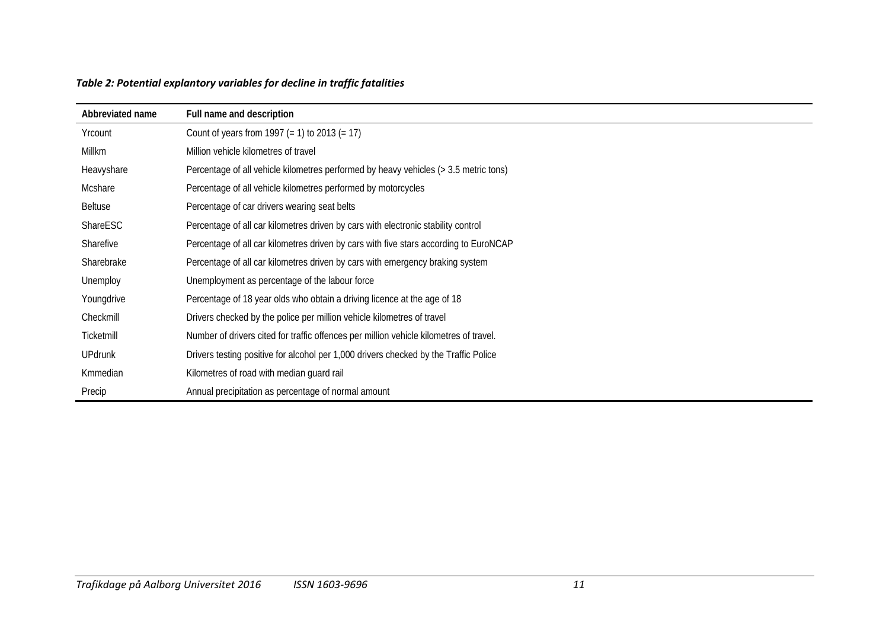*Table 2: Potential explantory variables for decline in traffic fatalities*

| Abbreviated name | Full name and description |
|---|---|
| Yrcount | Count of years from 1997 (= 1) to 2013 (= 17) |
| Millkm | Million vehicle kilometres of travel |
| Heavyshare | Percentage of all vehicle kilometres performed by heavy vehicles (> 3.5 metric tons) |
| Mcshare | Percentage of all vehicle kilometres performed by motorcycles |
| Beltuse | Percentage of car drivers wearing seat belts |
| ShareESC | Percentage of all car kilometres driven by cars with electronic stability control |
| Sharefive | Percentage of all car kilometres driven by cars with five stars according to EuroNCAP |
| Sharebrake | Percentage of all car kilometres driven by cars with emergency braking system |
| Unemploy | Unemployment as percentage of the labour force |
| Youngdrive | Percentage of 18 year olds who obtain a driving licence at the age of 18 |
| Checkmill | Drivers checked by the police per million vehicle kilometres of travel |
| Ticketmill | Number of drivers cited for traffic offences per million vehicle kilometres of travel. |
| UPdrunk | Drivers testing positive for alcohol per 1,000 drivers checked by the Traffic Police |
| Kmmedian | Kilometres of road with median guard rail |
| Precip | Annual precipitation as percentage of normal amount |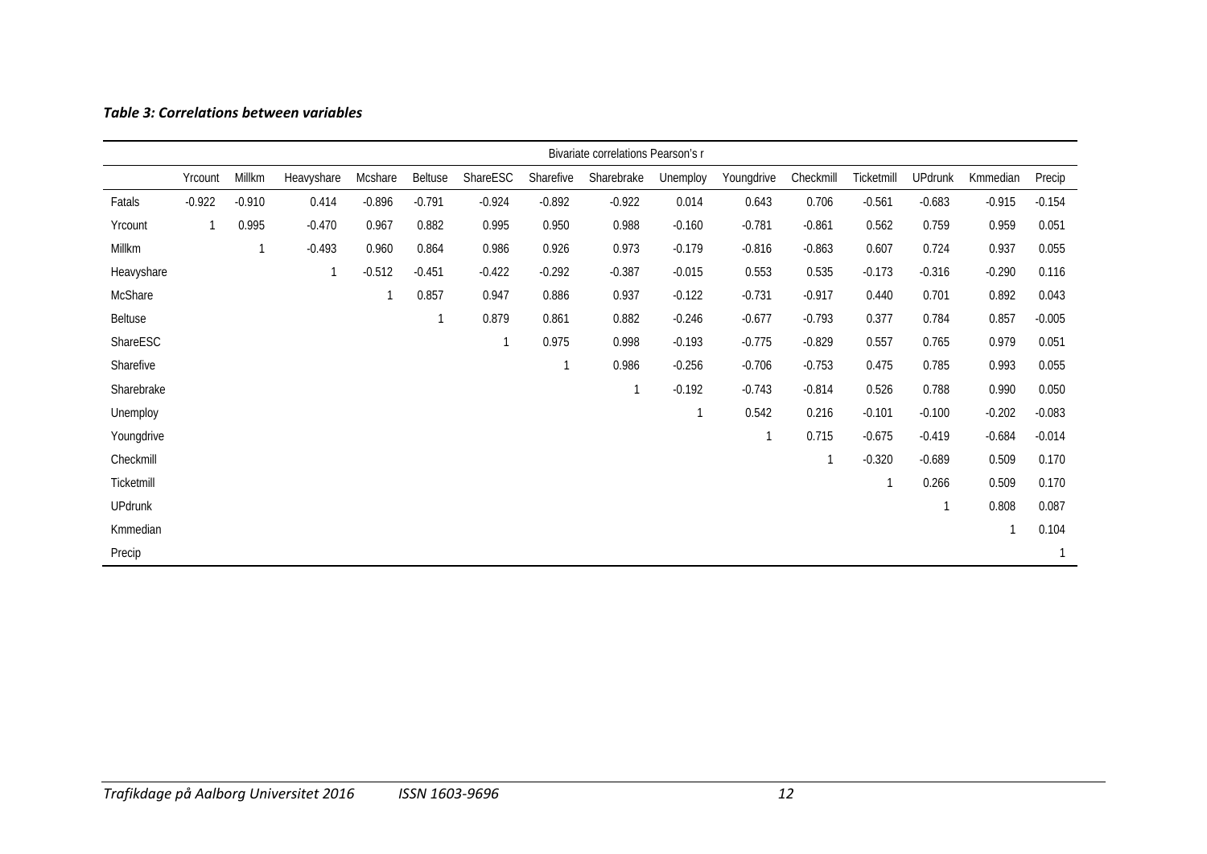*Table 3: Correlations between variables*

| Bivariate correlations Pearson's r | | | | | | | | | | | | | | | |
|---|---|---|---|---|---|---|---|---|---|---|---|---|---|---|---|
| | Yrcount | Millkm | Heavyshare | Mcshare | Beltuse | ShareESC | Sharefive | Sharebrake | Unemploy | Youngdrive | Checkmill | Ticketmill | UPdrunk | Kmmedian | Precip |
| Fatals | -0.922 | -0.910 | 0.414 | -0.896 | -0.791 | -0.924 | -0.892 | -0.922 | 0.014 | 0.643 | 0.706 | -0.561 | -0.683 | -0.915 | -0.154 |
| Yrcount | 1 | 0.995 | -0.470 | 0.967 | 0.882 | 0.995 | 0.950 | 0.988 | -0.160 | -0.781 | -0.861 | 0.562 | 0.759 | 0.959 | 0.051 |
| Millkm | | 1 | -0.493 | 0.960 | 0.864 | 0.986 | 0.926 | 0.973 | -0.179 | -0.816 | -0.863 | 0.607 | 0.724 | 0.937 | 0.055 |
| Heavyshare | | | 1 | -0.512 | -0.451 | -0.422 | -0.292 | -0.387 | -0.015 | 0.553 | 0.535 | -0.173 | -0.316 | -0.290 | 0.116 |
| McShare | | | | 1 | 0.857 | 0.947 | 0.886 | 0.937 | -0.122 | -0.731 | -0.917 | 0.440 | 0.701 | 0.892 | 0.043 |
| Beltuse | | | | | 1 | 0.879 | 0.861 | 0.882 | -0.246 | -0.677 | -0.793 | 0.377 | 0.784 | 0.857 | -0.005 |
| ShareESC | | | | | | 1 | 0.975 | 0.998 | -0.193 | -0.775 | -0.829 | 0.557 | 0.765 | 0.979 | 0.051 |
| Sharefive | | | | | | | 1 | 0.986 | -0.256 | -0.706 | -0.753 | 0.475 | 0.785 | 0.993 | 0.055 |
| Sharebrake | | | | | | | | 1 | -0.192 | -0.743 | -0.814 | 0.526 | 0.788 | 0.990 | 0.050 |
| Unemploy | | | | | | | | | 1 | 0.542 | 0.216 | -0.101 | -0.100 | -0.202 | -0.083 |
| Youngdrive | | | | | | | | | | 1 | 0.715 | -0.675 | -0.419 | -0.684 | -0.014 |
| Checkmill | | | | | | | | | | | 1 | -0.320 | -0.689 | 0.509 | 0.170 |
| Ticketmill | | | | | | | | | | | | 1 | 0.266 | 0.509 | 0.170 |
| UPdrunk | | | | | | | | | | | | | 1 | 0.808 | 0.087 |
| Kmmedian | | | | | | | | | | | | | | 1 | 0.104 |
| Precip | | | | | | | | | | | | | | | 1 |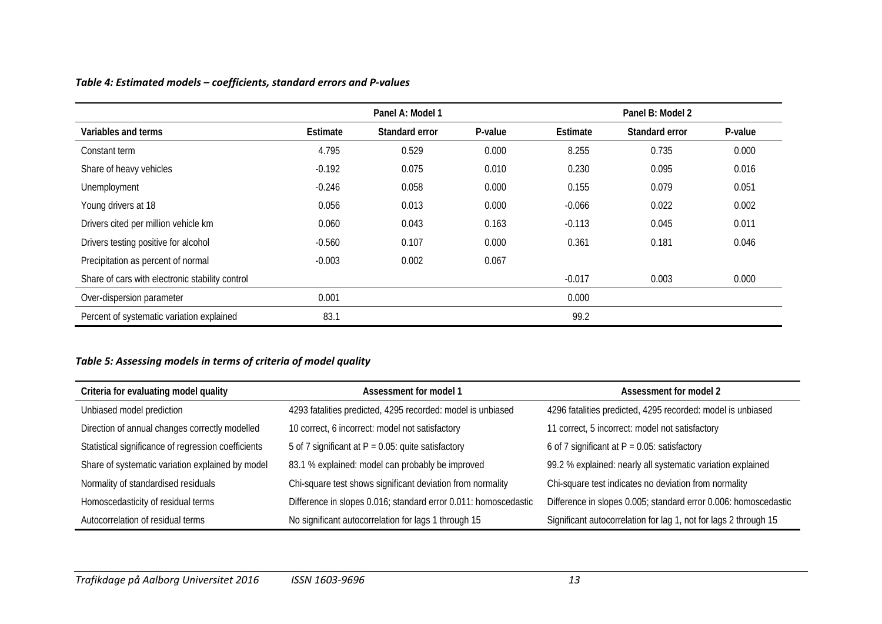*Table 4: Estimated models – coefficients, standard errors and P-values*

| | Panel A: Model 1 | | | Panel B: Model 2 | | |
|---|---|---|---|---|---|---|
| Variables and terms | Estimate | Standard error | P-value | Estimate | Standard error | P-value |
| Constant term | 4.795 | 0.529 | 0.000 | 8.255 | 0.735 | 0.000 |
| Share of heavy vehicles | -0.192 | 0.075 | 0.010 | 0.230 | 0.095 | 0.016 |
| Unemployment | -0.246 | 0.058 | 0.000 | 0.155 | 0.079 | 0.051 |
| Young drivers at 18 | 0.056 | 0.013 | 0.000 | -0.066 | 0.022 | 0.002 |
| Drivers cited per million vehicle km | 0.060 | 0.043 | 0.163 | -0.113 | 0.045 | 0.011 |
| Drivers testing positive for alcohol | -0.560 | 0.107 | 0.000 | 0.361 | 0.181 | 0.046 |
| Precipitation as percent of normal | -0.003 | 0.002 | 0.067 | | | |
| Share of cars with electronic stability control | | | | -0.017 | 0.003 | 0.000 |
| Over-dispersion parameter | 0.001 | | | 0.000 | | |
| Percent of systematic variation explained | 83.1 | | | 99.2 | | |

*Table 5: Assessing models in terms of criteria of model quality*

| Criteria for evaluating model quality | Assessment for model 1 | Assessment for model 2 |
|---|---|---|
| Unbiased model prediction | 4293 fatalities predicted, 4295 recorded: model is unbiased | 4296 fatalities predicted, 4295 recorded: model is unbiased |
| Direction of annual changes correctly modelled | 10 correct, 6 incorrect: model not satisfactory | 11 correct, 5 incorrect: model not satisfactory |
| Statistical significance of regression coefficients | 5 of 7 significant at P = 0.05: quite satisfactory | 6 of 7 significant at P = 0.05: satisfactory |
| Share of systematic variation explained by model | 83.1 % explained: model can probably be improved | 99.2 % explained: nearly all systematic variation explained |
| Normality of standardised residuals | Chi-square test shows significant deviation from normality | Chi-square test indicates no deviation from normality |
| Homoscedasticity of residual terms | Difference in slopes 0.016; standard error 0.011: homoscedastic | Difference in slopes 0.005; standard error 0.006: homoscedastic |
| Autocorrelation of residual terms | No significant autocorrelation for lags 1 through 15 | Significant autocorrelation for lag 1, not for lags 2 through 15 |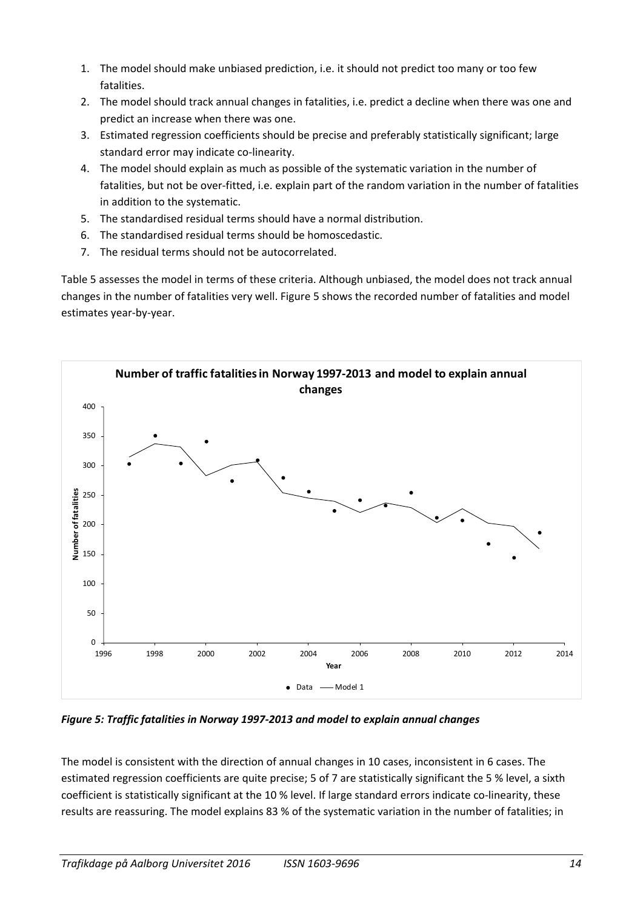1. The model should make unbiased prediction, i.e. it should not predict too many or too few fatalities.
2. The model should track annual changes in fatalities, i.e. predict a decline when there was one and predict an increase when there was one.
3. Estimated regression coefficients should be precise and preferably statistically significant; large standard error may indicate co-linearity.
4. The model should explain as much as possible of the systematic variation in the number of fatalities, but not be over-fitted, i.e. explain part of the random variation in the number of fatalities in addition to the systematic.
5. The standardised residual terms should have a normal distribution.
6. The standardised residual terms should be homoscedastic.
7. The residual terms should not be autocorrelated.

Table 5 assesses the model in terms of these criteria. Although unbiased, the model does not track annual changes in the number of fatalities very well. Figure 5 shows the recorded number of fatalities and model estimates year-by-year.

*Figure 5: Traffic fatalities in Norway 1997-2013 and model to explain annual changes*

The model is consistent with the direction of annual changes in 10 cases, inconsistent in 6 cases. The estimated regression coefficients are quite precise; 5 of 7 are statistically significant the 5 % level, a sixth coefficient is statistically significant at the 10 % level. If large standard errors indicate co-linearity, these results are reassuring. The model explains 83 % of the systematic variation in the number of fatalities; in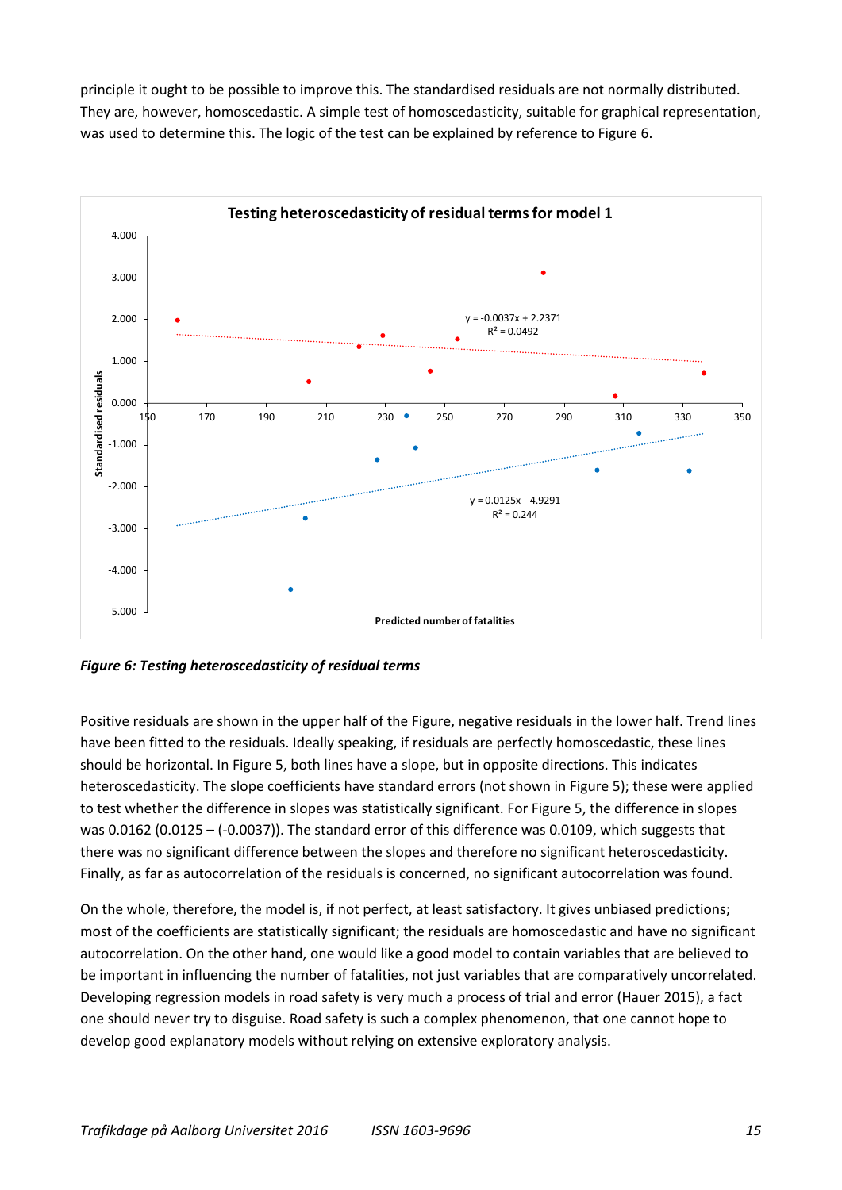principle it ought to be possible to improve this. The standardised residuals are not normally distributed. They are, however, homoscedastic. A simple test of homoscedasticity, suitable for graphical representation, was used to determine this. The logic of the test can be explained by reference to Figure 6.

*Figure 6: Testing heteroscedasticity of residual terms*

Positive residuals are shown in the upper half of the Figure, negative residuals in the lower half. Trend lines have been fitted to the residuals. Ideally speaking, if residuals are perfectly homoscedastic, these lines should be horizontal. In Figure 5, both lines have a slope, but in opposite directions. This indicates heteroscedasticity. The slope coefficients have standard errors (not shown in Figure 5); these were applied to test whether the difference in slopes was statistically significant. For Figure 5, the difference in slopes was 0.0162 (0.0125 – (-0.0037)). The standard error of this difference was 0.0109, which suggests that there was no significant difference between the slopes and therefore no significant heteroscedasticity. Finally, as far as autocorrelation of the residuals is concerned, no significant autocorrelation was found.

On the whole, therefore, the model is, if not perfect, at least satisfactory. It gives unbiased predictions; most of the coefficients are statistically significant; the residuals are homoscedastic and have no significant autocorrelation. On the other hand, one would like a good model to contain variables that are believed to be important in influencing the number of fatalities, not just variables that are comparatively uncorrelated. Developing regression models in road safety is very much a process of trial and error (Hauer 2015), a fact one should never try to disguise. Road safety is such a complex phenomenon, that one cannot hope to develop good explanatory models without relying on extensive exploratory analysis.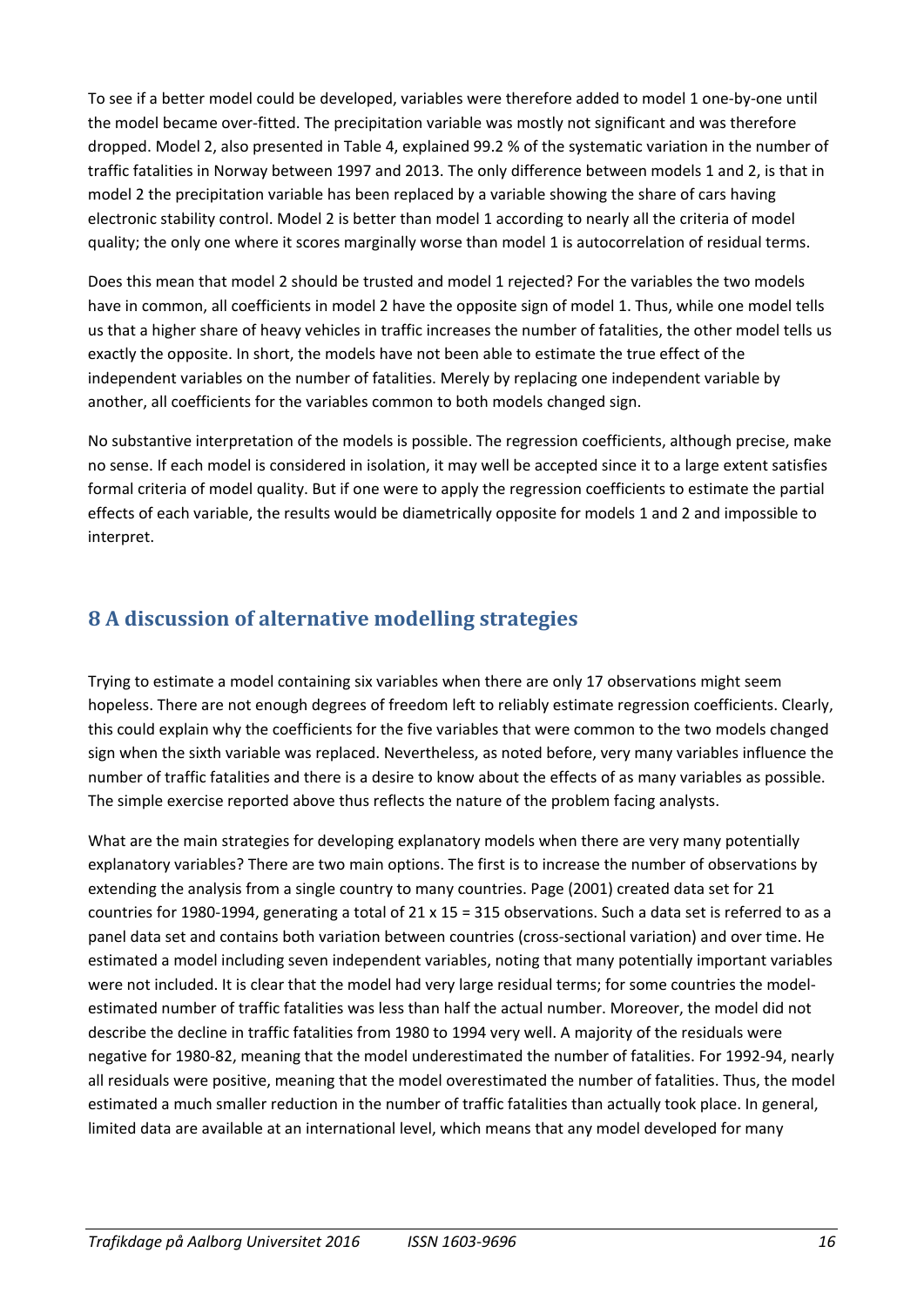To see if a better model could be developed, variables were therefore added to model 1 one-by-one until the model became over-fitted. The precipitation variable was mostly not significant and was therefore dropped. Model 2, also presented in Table 4, explained 99.2 % of the systematic variation in the number of traffic fatalities in Norway between 1997 and 2013. The only difference between models 1 and 2, is that in model 2 the precipitation variable has been replaced by a variable showing the share of cars having electronic stability control. Model 2 is better than model 1 according to nearly all the criteria of model quality; the only one where it scores marginally worse than model 1 is autocorrelation of residual terms.

Does this mean that model 2 should be trusted and model 1 rejected? For the variables the two models have in common, all coefficients in model 2 have the opposite sign of model 1. Thus, while one model tells us that a higher share of heavy vehicles in traffic increases the number of fatalities, the other model tells us exactly the opposite. In short, the models have not been able to estimate the true effect of the independent variables on the number of fatalities. Merely by replacing one independent variable by another, all coefficients for the variables common to both models changed sign.

No substantive interpretation of the models is possible. The regression coefficients, although precise, make no sense. If each model is considered in isolation, it may well be accepted since it to a large extent satisfies formal criteria of model quality. But if one were to apply the regression coefficients to estimate the partial effects of each variable, the results would be diametrically opposite for models 1 and 2 and impossible to interpret.

## 8 A discussion of alternative modelling strategies

Trying to estimate a model containing six variables when there are only 17 observations might seem hopeless. There are not enough degrees of freedom left to reliably estimate regression coefficients. Clearly, this could explain why the coefficients for the five variables that were common to the two models changed sign when the sixth variable was replaced. Nevertheless, as noted before, very many variables influence the number of traffic fatalities and there is a desire to know about the effects of as many variables as possible. The simple exercise reported above thus reflects the nature of the problem facing analysts.

What are the main strategies for developing explanatory models when there are very many potentially explanatory variables? There are two main options. The first is to increase the number of observations by extending the analysis from a single country to many countries. Page (2001) created data set for 21 countries for 1980-1994, generating a total of 21 x 15 = 315 observations. Such a data set is referred to as a panel data set and contains both variation between countries (cross-sectional variation) and over time. He estimated a model including seven independent variables, noting that many potentially important variables were not included. It is clear that the model had very large residual terms; for some countries the model-estimated number of traffic fatalities was less than half the actual number. Moreover, the model did not describe the decline in traffic fatalities from 1980 to 1994 very well. A majority of the residuals were negative for 1980-82, meaning that the model underestimated the number of fatalities. For 1992-94, nearly all residuals were positive, meaning that the model overestimated the number of fatalities. Thus, the model estimated a much smaller reduction in the number of traffic fatalities than actually took place. In general, limited data are available at an international level, which means that any model developed for many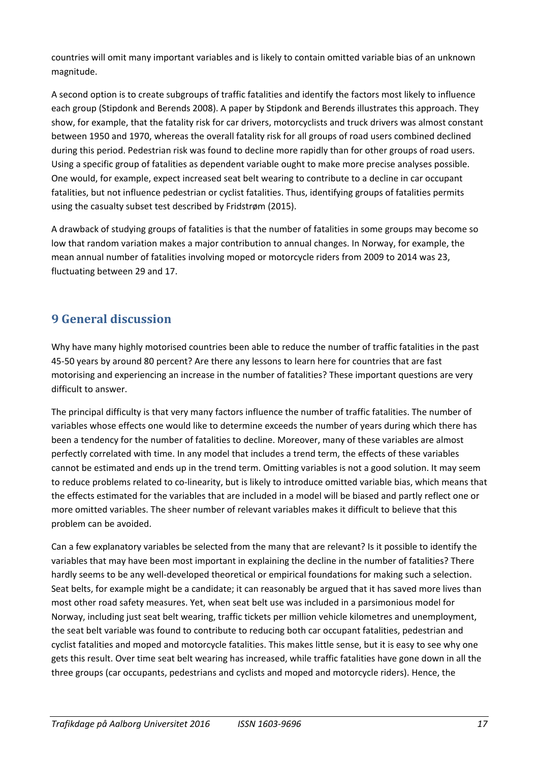countries will omit many important variables and is likely to contain omitted variable bias of an unknown magnitude.

A second option is to create subgroups of traffic fatalities and identify the factors most likely to influence each group (Stipdonk and Berends 2008). A paper by Stipdonk and Berends illustrates this approach. They show, for example, that the fatality risk for car drivers, motorcyclists and truck drivers was almost constant between 1950 and 1970, whereas the overall fatality risk for all groups of road users combined declined during this period. Pedestrian risk was found to decline more rapidly than for other groups of road users. Using a specific group of fatalities as dependent variable ought to make more precise analyses possible. One would, for example, expect increased seat belt wearing to contribute to a decline in car occupant fatalities, but not influence pedestrian or cyclist fatalities. Thus, identifying groups of fatalities permits using the casualty subset test described by Fridstrøm (2015).

A drawback of studying groups of fatalities is that the number of fatalities in some groups may become so low that random variation makes a major contribution to annual changes. In Norway, for example, the mean annual number of fatalities involving moped or motorcycle riders from 2009 to 2014 was 23, fluctuating between 29 and 17.

## 9 General discussion

Why have many highly motorised countries been able to reduce the number of traffic fatalities in the past 45-50 years by around 80 percent? Are there any lessons to learn here for countries that are fast motorising and experiencing an increase in the number of fatalities? These important questions are very difficult to answer.

The principal difficulty is that very many factors influence the number of traffic fatalities. The number of variables whose effects one would like to determine exceeds the number of years during which there has been a tendency for the number of fatalities to decline. Moreover, many of these variables are almost perfectly correlated with time. In any model that includes a trend term, the effects of these variables cannot be estimated and ends up in the trend term. Omitting variables is not a good solution. It may seem to reduce problems related to co-linearity, but is likely to introduce omitted variable bias, which means that the effects estimated for the variables that are included in a model will be biased and partly reflect one or more omitted variables. The sheer number of relevant variables makes it difficult to believe that this problem can be avoided.

Can a few explanatory variables be selected from the many that are relevant? Is it possible to identify the variables that may have been most important in explaining the decline in the number of fatalities? There hardly seems to be any well-developed theoretical or empirical foundations for making such a selection. Seat belts, for example might be a candidate; it can reasonably be argued that it has saved more lives than most other road safety measures. Yet, when seat belt use was included in a parsimonious model for Norway, including just seat belt wearing, traffic tickets per million vehicle kilometres and unemployment, the seat belt variable was found to contribute to reducing both car occupant fatalities, pedestrian and cyclist fatalities and moped and motorcycle fatalities. This makes little sense, but it is easy to see why one gets this result. Over time seat belt wearing has increased, while traffic fatalities have gone down in all the three groups (car occupants, pedestrians and cyclists and moped and motorcycle riders). Hence, the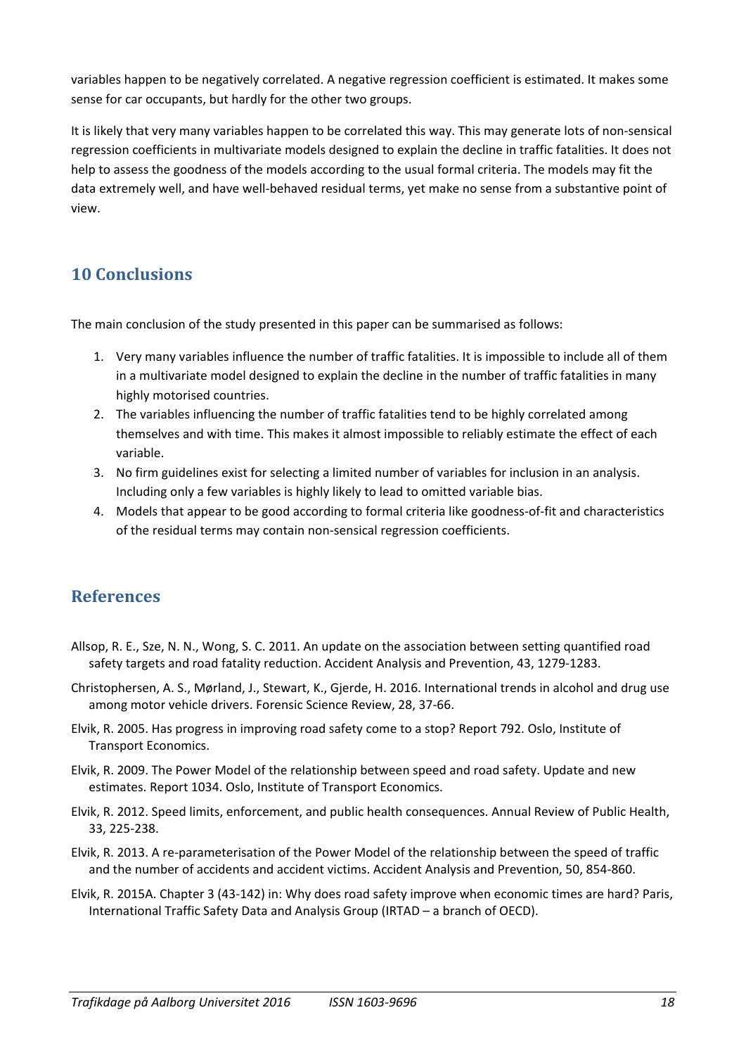variables happen to be negatively correlated. A negative regression coefficient is estimated. It makes some sense for car occupants, but hardly for the other two groups.

It is likely that very many variables happen to be correlated this way. This may generate lots of non-sensical regression coefficients in multivariate models designed to explain the decline in traffic fatalities. It does not help to assess the goodness of the models according to the usual formal criteria. The models may fit the data extremely well, and have well-behaved residual terms, yet make no sense from a substantive point of view.

## 10 Conclusions

The main conclusion of the study presented in this paper can be summarised as follows:

1. Very many variables influence the number of traffic fatalities. It is impossible to include all of them in a multivariate model designed to explain the decline in the number of traffic fatalities in many highly motorised countries.
2. The variables influencing the number of traffic fatalities tend to be highly correlated among themselves and with time. This makes it almost impossible to reliably estimate the effect of each variable.
3. No firm guidelines exist for selecting a limited number of variables for inclusion in an analysis. Including only a few variables is highly likely to lead to omitted variable bias.
4. Models that appear to be good according to formal criteria like goodness-of-fit and characteristics of the residual terms may contain non-sensical regression coefficients.

## References

Allsop, R. E., Sze, N. N., Wong, S. C. 2011. An update on the association between setting quantified road safety targets and road fatality reduction. Accident Analysis and Prevention, 43, 1279-1283.

Christophersen, A. S., Mørland, J., Stewart, K., Gjerde, H. 2016. International trends in alcohol and drug use among motor vehicle drivers. Forensic Science Review, 28, 37-66.

Elvik, R. 2005. Has progress in improving road safety come to a stop? Report 792. Oslo, Institute of Transport Economics.

Elvik, R. 2009. The Power Model of the relationship between speed and road safety. Update and new estimates. Report 1034. Oslo, Institute of Transport Economics.

Elvik, R. 2012. Speed limits, enforcement, and public health consequences. Annual Review of Public Health, 33, 225-238.

Elvik, R. 2013. A re-parameterisation of the Power Model of the relationship between the speed of traffic and the number of accidents and accident victims. Accident Analysis and Prevention, 50, 854-860.

Elvik, R. 2015A. Chapter 3 (43-142) in: Why does road safety improve when economic times are hard? Paris, International Traffic Safety Data and Analysis Group (IRTAD – a branch of OECD).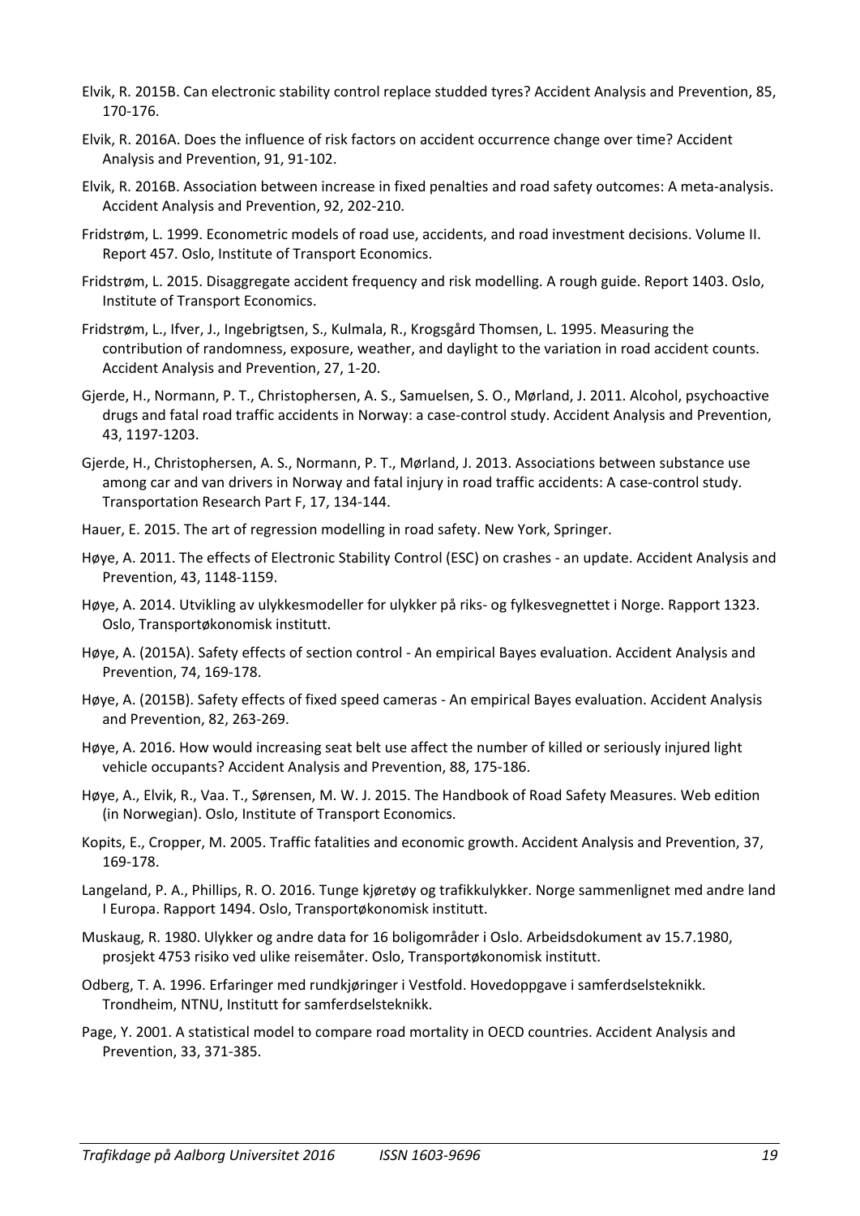Elvik, R. 2015B. Can electronic stability control replace studded tyres? Accident Analysis and Prevention, 85, 170-176.

Elvik, R. 2016A. Does the influence of risk factors on accident occurrence change over time? Accident Analysis and Prevention, 91, 91-102.

Elvik, R. 2016B. Association between increase in fixed penalties and road safety outcomes: A meta-analysis. Accident Analysis and Prevention, 92, 202-210.

Fridstrøm, L. 1999. Econometric models of road use, accidents, and road investment decisions. Volume II. Report 457. Oslo, Institute of Transport Economics.

Fridstrøm, L. 2015. Disaggregate accident frequency and risk modelling. A rough guide. Report 1403. Oslo, Institute of Transport Economics.

Fridstrøm, L., Ifver, J., Ingebrigtsen, S., Kulmala, R., Krogsgård Thomsen, L. 1995. Measuring the contribution of randomness, exposure, weather, and daylight to the variation in road accident counts. Accident Analysis and Prevention, 27, 1-20.

Gjerde, H., Normann, P. T., Christophersen, A. S., Samuelsen, S. O., Mørland, J. 2011. Alcohol, psychoactive drugs and fatal road traffic accidents in Norway: a case-control study. Accident Analysis and Prevention, 43, 1197-1203.

Gjerde, H., Christophersen, A. S., Normann, P. T., Mørland, J. 2013. Associations between substance use among car and van drivers in Norway and fatal injury in road traffic accidents: A case-control study. Transportation Research Part F, 17, 134-144.

Hauer, E. 2015. The art of regression modelling in road safety. New York, Springer.

Høye, A. 2011. The effects of Electronic Stability Control (ESC) on crashes - an update. Accident Analysis and Prevention, 43, 1148-1159.

Høye, A. 2014. Utvikling av ulykkesmodeller for ulykker på riks- og fylkesvegnettet i Norge. Rapport 1323. Oslo, Transportøkonomisk institutt.

Høye, A. (2015A). Safety effects of section control - An empirical Bayes evaluation. Accident Analysis and Prevention, 74, 169-178.

Høye, A. (2015B). Safety effects of fixed speed cameras - An empirical Bayes evaluation. Accident Analysis and Prevention, 82, 263-269.

Høye, A. 2016. How would increasing seat belt use affect the number of killed or seriously injured light vehicle occupants? Accident Analysis and Prevention, 88, 175-186.

Høye, A., Elvik, R., Vaa. T., Sørensen, M. W. J. 2015. The Handbook of Road Safety Measures. Web edition (in Norwegian). Oslo, Institute of Transport Economics.

Kopits, E., Cropper, M. 2005. Traffic fatalities and economic growth. Accident Analysis and Prevention, 37, 169-178.

Langeland, P. A., Phillips, R. O. 2016. Tunge kjøretøy og trafikkulykker. Norge sammenlignet med andre land I Europa. Rapport 1494. Oslo, Transportøkonomisk institutt.

Muskaug, R. 1980. Ulykker og andre data for 16 boligområder i Oslo. Arbeidsdokument av 15.7.1980, prosjekt 4753 risiko ved ulike reisemåter. Oslo, Transportøkonomisk institutt.

Odberg, T. A. 1996. Erfaringer med rundkjøringer i Vestfold. Hovedoppgave i samferdselsteknikk. Trondheim, NTNU, Institutt for samferdselsteknikk.

Page, Y. 2001. A statistical model to compare road mortality in OECD countries. Accident Analysis and Prevention, 33, 371-385.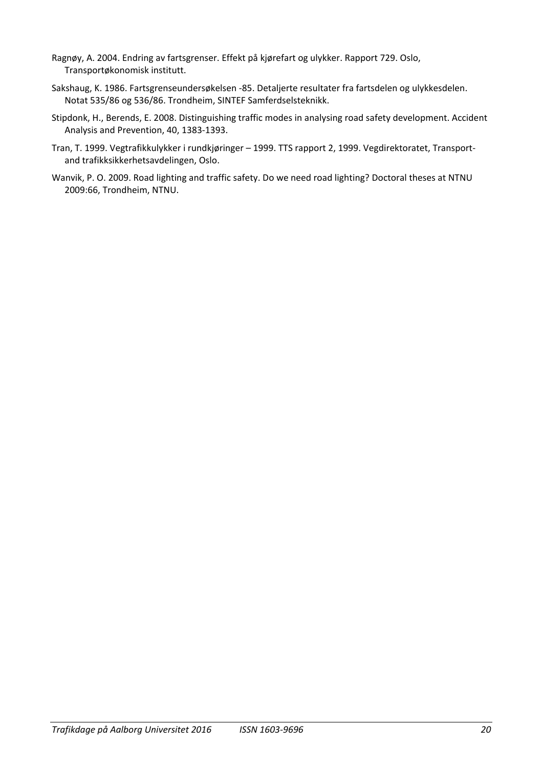Ragnøy, A. 2004. Endring av fartsgrenser. Effekt på kjørefart og ulykker. Rapport 729. Oslo, Transportøkonomisk institutt.

Sakshaug, K. 1986. Fartsgrenseundersøkelsen -85. Detaljerte resultater fra fartsdelen og ulykkesdelen. Notat 535/86 og 536/86. Trondheim, SINTEF Samferdselsteknikk.

Stipdonk, H., Berends, E. 2008. Distinguishing traffic modes in analysing road safety development. Accident Analysis and Prevention, 40, 1383-1393.

Tran, T. 1999. Vegtrafikkulykker i rundkjøringer – 1999. TTS rapport 2, 1999. Vegdirektoratet, Transport- and trafikksikkerhetsavdelingen, Oslo.

Wanvik, P. O. 2009. Road lighting and traffic safety. Do we need road lighting? Doctoral theses at NTNU 2009:66, Trondheim, NTNU.